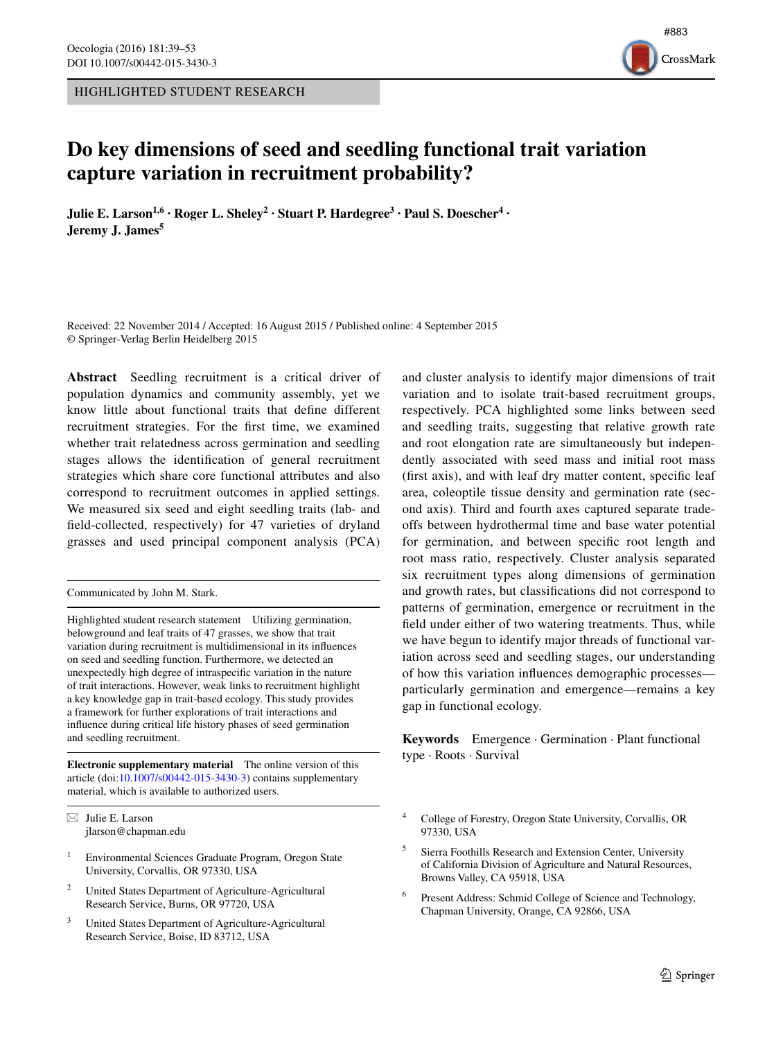HIGHLIGHTED STUDENT RESEARCH

# Do key dimensions of seed and seedling functional trait variation capture variation in recruitment probability?

**Julie E. Larson[1,6] · Roger L. Sheley[2] · Stuart P. Hardegree[3] · Paul S. Doescher[4] · Jeremy J. James[5]**

Received: 22 November 2014 / Accepted: 16 August 2015 / Published online: 4 September 2015
© Springer-Verlag Berlin Heidelberg 2015

**Abstract** Seedling recruitment is a critical driver of population dynamics and community assembly, yet we know little about functional traits that define different recruitment strategies. For the first time, we examined whether trait relatedness across germination and seedling stages allows the identification of general recruitment strategies which share core functional attributes and also correspond to recruitment outcomes in applied settings. We measured six seed and eight seedling traits (lab- and field-collected, respectively) for 47 varieties of dryland grasses and used principal component analysis (PCA) and cluster analysis to identify major dimensions of trait variation and to isolate trait-based recruitment groups, respectively. PCA highlighted some links between seed and seedling traits, suggesting that relative growth rate and root elongation rate are simultaneously but independently associated with seed mass and initial root mass (first axis), and with leaf dry matter content, specific leaf area, coleoptile tissue density and germination rate (second axis). Third and fourth axes captured separate trade-offs between hydrothermal time and base water potential for germination, and between specific root length and root mass ratio, respectively. Cluster analysis separated six recruitment types along dimensions of germination and growth rates, but classifications did not correspond to patterns of germination, emergence or recruitment in the field under either of two watering treatments. Thus, while we have begun to identify major threads of functional variation across seed and seedling stages, our understanding of how this variation influences demographic processes—particularly germination and emergence—remains a key gap in functional ecology.

**Keywords** Emergence · Germination · Plant functional type · Roots · Survival

Communicated by John M. Stark.

Highlighted student research statement Utilizing germination, belowground and leaf traits of 47 grasses, we show that trait variation during recruitment is multidimensional in its influences on seed and seedling function. Furthermore, we detected an unexpectedly high degree of intraspecific variation in the nature of trait interactions. However, weak links to recruitment highlight a key knowledge gap in trait-based ecology. This study provides a framework for further explorations of trait interactions and influence during critical life history phases of seed germination and seedling recruitment.

**Electronic supplementary material** The online version of this article (doi:10.1007/s00442-015-3430-3) contains supplementary material, which is available to authorized users.

✉ Julie E. Larson
jlarson@chapman.edu

[1] Environmental Sciences Graduate Program, Oregon State University, Corvallis, OR 97330, USA

[2] United States Department of Agriculture-Agricultural Research Service, Burns, OR 97720, USA

[3] United States Department of Agriculture-Agricultural Research Service, Boise, ID 83712, USA

[4] College of Forestry, Oregon State University, Corvallis, OR 97330, USA

[5] Sierra Foothills Research and Extension Center, University of California Division of Agriculture and Natural Resources, Browns Valley, CA 95918, USA

[6] Present Address: Schmid College of Science and Technology, Chapman University, Orange, CA 92866, USA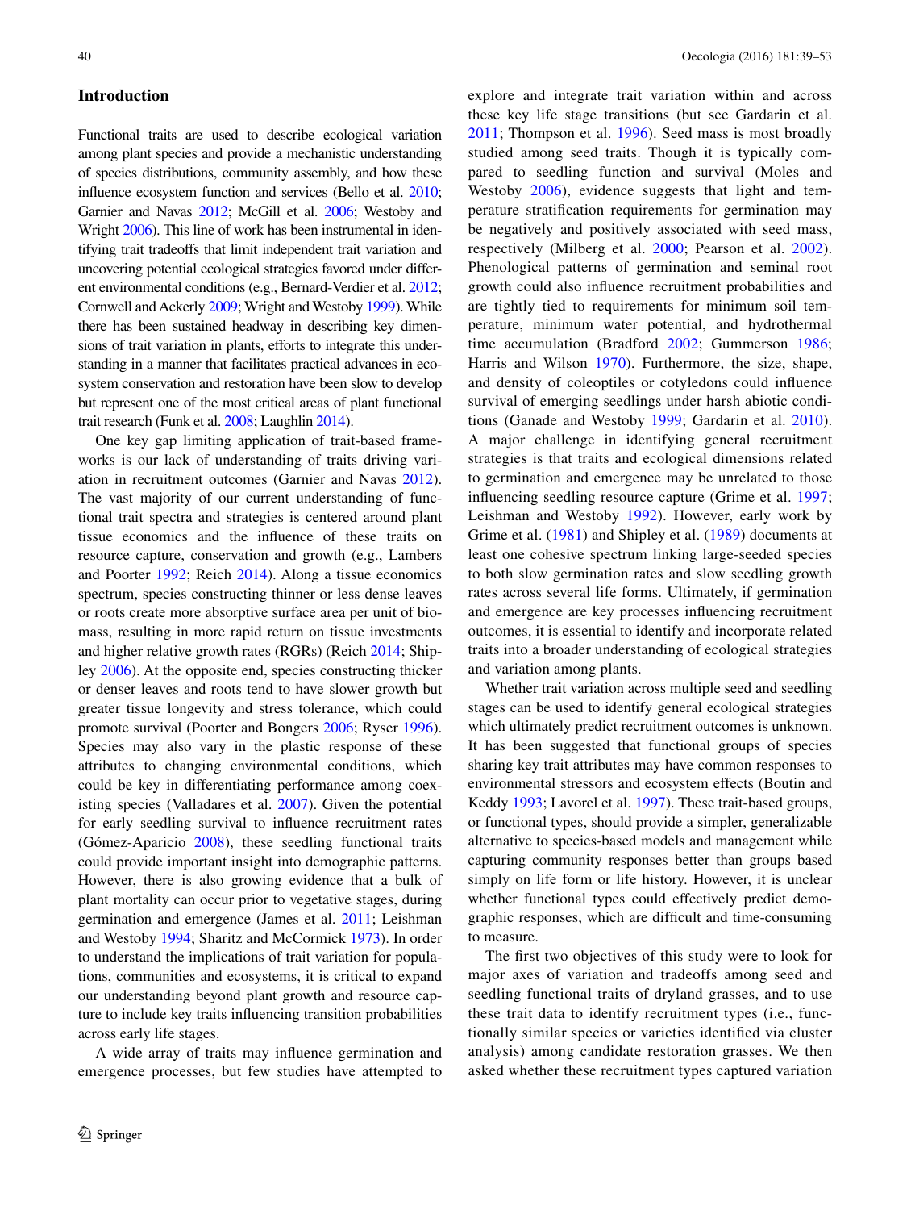## Introduction

Functional traits are used to describe ecological variation among plant species and provide a mechanistic understanding of species distributions, community assembly, and how these influence ecosystem function and services (Bello et al. 2010; Garnier and Navas 2012; McGill et al. 2006; Westoby and Wright 2006). This line of work has been instrumental in identifying trait tradeoffs that limit independent trait variation and uncovering potential ecological strategies favored under different environmental conditions (e.g., Bernard-Verdier et al. 2012; Cornwell and Ackerly 2009; Wright and Westoby 1999). While there has been sustained headway in describing key dimensions of trait variation in plants, efforts to integrate this understanding in a manner that facilitates practical advances in ecosystem conservation and restoration have been slow to develop but represent one of the most critical areas of plant functional trait research (Funk et al. 2008; Laughlin 2014).

One key gap limiting application of trait-based frameworks is our lack of understanding of traits driving variation in recruitment outcomes (Garnier and Navas 2012). The vast majority of our current understanding of functional trait spectra and strategies is centered around plant tissue economics and the influence of these traits on resource capture, conservation and growth (e.g., Lambers and Poorter 1992; Reich 2014). Along a tissue economics spectrum, species constructing thinner or less dense leaves or roots create more absorptive surface area per unit of biomass, resulting in more rapid return on tissue investments and higher relative growth rates (RGRs) (Reich 2014; Shipley 2006). At the opposite end, species constructing thicker or denser leaves and roots tend to have slower growth but greater tissue longevity and stress tolerance, which could promote survival (Poorter and Bongers 2006; Ryser 1996). Species may also vary in the plastic response of these attributes to changing environmental conditions, which could be key in differentiating performance among coexisting species (Valladares et al. 2007). Given the potential for early seedling survival to influence recruitment rates (Gómez-Aparicio 2008), these seedling functional traits could provide important insight into demographic patterns. However, there is also growing evidence that a bulk of plant mortality can occur prior to vegetative stages, during germination and emergence (James et al. 2011; Leishman and Westoby 1994; Sharitz and McCormick 1973). In order to understand the implications of trait variation for populations, communities and ecosystems, it is critical to expand our understanding beyond plant growth and resource capture to include key traits influencing transition probabilities across early life stages.

A wide array of traits may influence germination and emergence processes, but few studies have attempted to explore and integrate trait variation within and across these key life stage transitions (but see Gardarin et al. 2011; Thompson et al. 1996). Seed mass is most broadly studied among seed traits. Though it is typically compared to seedling function and survival (Moles and Westoby 2006), evidence suggests that light and temperature stratification requirements for germination may be negatively and positively associated with seed mass, respectively (Milberg et al. 2000; Pearson et al. 2002). Phenological patterns of germination and seminal root growth could also influence recruitment probabilities and are tightly tied to requirements for minimum soil temperature, minimum water potential, and hydrothermal time accumulation (Bradford 2002; Gummerson 1986; Harris and Wilson 1970). Furthermore, the size, shape, and density of coleoptiles or cotyledons could influence survival of emerging seedlings under harsh abiotic conditions (Ganade and Westoby 1999; Gardarin et al. 2010). A major challenge in identifying general recruitment strategies is that traits and ecological dimensions related to germination and emergence may be unrelated to those influencing seedling resource capture (Grime et al. 1997; Leishman and Westoby 1992). However, early work by Grime et al. (1981) and Shipley et al. (1989) documents at least one cohesive spectrum linking large-seeded species to both slow germination rates and slow seedling growth rates across several life forms. Ultimately, if germination and emergence are key processes influencing recruitment outcomes, it is essential to identify and incorporate related traits into a broader understanding of ecological strategies and variation among plants.

Whether trait variation across multiple seed and seedling stages can be used to identify general ecological strategies which ultimately predict recruitment outcomes is unknown. It has been suggested that functional groups of species sharing key trait attributes may have common responses to environmental stressors and ecosystem effects (Boutin and Keddy 1993; Lavorel et al. 1997). These trait-based groups, or functional types, should provide a simpler, generalizable alternative to species-based models and management while capturing community responses better than groups based simply on life form or life history. However, it is unclear whether functional types could effectively predict demographic responses, which are difficult and time-consuming to measure.

The first two objectives of this study were to look for major axes of variation and tradeoffs among seed and seedling functional traits of dryland grasses, and to use these trait data to identify recruitment types (i.e., functionally similar species or varieties identified via cluster analysis) among candidate restoration grasses. We then asked whether these recruitment types captured variation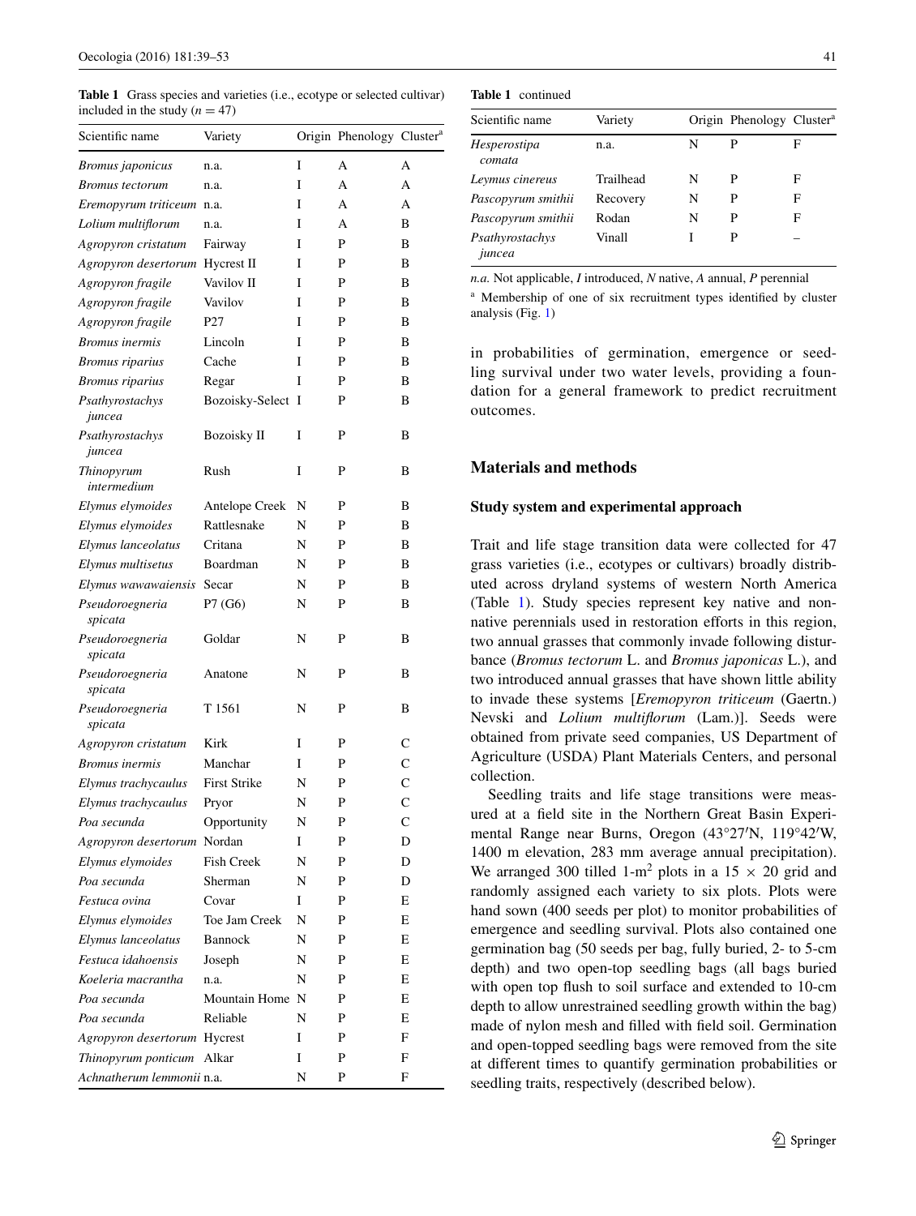**Table 1** Grass species and varieties (i.e., ecotype or selected cultivar) included in the study ($n = 47$)

| Scientific name | Variety | Origin | Phenology | Cluster[a] |
|---|---|---|---|---|
| *Bromus japonicus* | n.a. | I | A | A |
| *Bromus tectorum* | n.a. | I | A | A |
| *Eremopyrum triticeum* | n.a. | I | A | A |
| *Lolium multiflorum* | n.a. | I | A | B |
| *Agropyron cristatum* | Fairway | I | P | B |
| *Agropyron desertorum* | Hycrest II | I | P | B |
| *Agropyron fragile* | Vavilov II | I | P | B |
| *Agropyron fragile* | Vavilov | I | P | B |
| *Agropyron fragile* | P27 | I | P | B |
| *Bromus inermis* | Lincoln | I | P | B |
| *Bromus riparius* | Cache | I | P | B |
| *Bromus riparius* | Regar | I | P | B |
| *Psathyrostachys juncea* | Bozoisky-Select | I | P | B |
| *Psathyrostachys juncea* | Bozoisky II | I | P | B |
| *Thinopyrum intermedium* | Rush | I | P | B |
| *Elymus elymoides* | Antelope Creek | N | P | B |
| *Elymus elymoides* | Rattlesnake | N | P | B |
| *Elymus lanceolatus* | Critana | N | P | B |
| *Elymus multisetus* | Boardman | N | P | B |
| *Elymus wawawaiensis* | Secar | N | P | B |
| *Pseudoroegneria spicata* | P7 (G6) | N | P | B |
| *Pseudoroegneria spicata* | Goldar | N | P | B |
| *Pseudoroegneria spicata* | Anatone | N | P | B |
| *Pseudoroegneria spicata* | T 1561 | N | P | B |
| *Agropyron cristatum* | Kirk | I | P | C |
| *Bromus inermis* | Manchar | I | P | C |
| *Elymus trachycaulus* | First Strike | N | P | C |
| *Elymus trachycaulus* | Pryor | N | P | C |
| *Poa secunda* | Opportunity | N | P | C |
| *Agropyron desertorum* | Nordan | I | P | D |
| *Elymus elymoides* | Fish Creek | N | P | D |
| *Poa secunda* | Sherman | N | P | D |
| *Festuca ovina* | Covar | I | P | E |
| *Elymus elymoides* | Toe Jam Creek | N | P | E |
| *Elymus lanceolatus* | Bannock | N | P | E |
| *Festuca idahoensis* | Joseph | N | P | E |
| *Koeleria macrantha* | n.a. | N | P | E |
| *Poa secunda* | Mountain Home | N | P | E |
| *Poa secunda* | Reliable | N | P | E |
| *Agropyron desertorum* | Hycrest | I | P | F |
| *Thinopyrum ponticum* | Alkar | I | P | F |
| *Achnatherum lemmonii* | n.a. | N | P | F |
| *Hesperostipa comata* | n.a. | N | P | F |
| *Leymus cinereus* | Trailhead | N | P | F |
| *Pascopyrum smithii* | Recovery | N | P | F |
| *Pascopyrum smithii* | Rodan | N | P | F |
| *Psathyrostachys juncea* | Vinall | I | P | – |

*n.a.* Not applicable, *I* introduced, *N* native, *A* annual, *P* perennial

[a] Membership of one of six recruitment types identified by cluster analysis (Fig. 1)

in probabilities of germination, emergence or seedling survival under two water levels, providing a foundation for a general framework to predict recruitment outcomes.

## Materials and methods

### Study system and experimental approach

Trait and life stage transition data were collected for 47 grass varieties (i.e., ecotypes or cultivars) broadly distributed across dryland systems of western North America (Table 1). Study species represent key native and nonnative perennials used in restoration efforts in this region, two annual grasses that commonly invade following disturbance (*Bromus tectorum* L. and *Bromus japonicas* L.), and two introduced annual grasses that have shown little ability to invade these systems [*Eremopyron triticeum* (Gaertn.) Nevski and *Lolium multiflorum* (Lam.)]. Seeds were obtained from private seed companies, US Department of Agriculture (USDA) Plant Materials Centers, and personal collection.

Seedling traits and life stage transitions were measured at a field site in the Northern Great Basin Experimental Range near Burns, Oregon (43°27′N, 119°42′W, 1400 m elevation, 283 mm average annual precipitation). We arranged 300 tilled 1-m$^2$ plots in a 15 × 20 grid and randomly assigned each variety to six plots. Plots were hand sown (400 seeds per plot) to monitor probabilities of emergence and seedling survival. Plots also contained one germination bag (50 seeds per bag, fully buried, 2- to 5-cm depth) and two open-top seedling bags (all bags buried with open top flush to soil surface and extended to 10-cm depth to allow unrestrained seedling growth within the bag) made of nylon mesh and filled with field soil. Germination and open-topped seedling bags were removed from the site at different times to quantify germination probabilities or seedling traits, respectively (described below).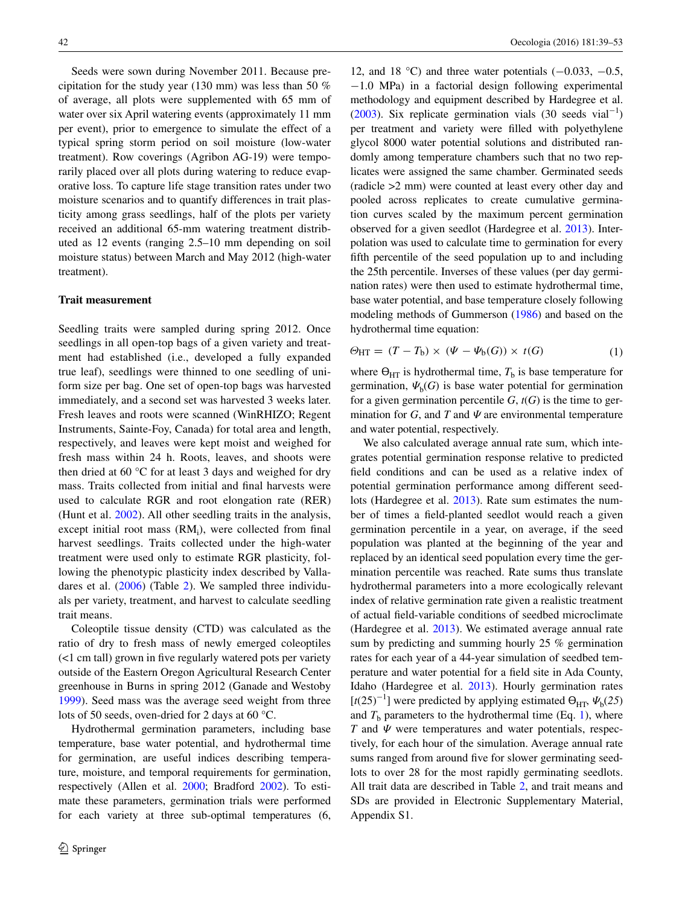Seeds were sown during November 2011. Because precipitation for the study year (130 mm) was less than 50 % of average, all plots were supplemented with 65 mm of water over six April watering events (approximately 11 mm per event), prior to emergence to simulate the effect of a typical spring storm period on soil moisture (low-water treatment). Row coverings (Agribon AG-19) were temporarily placed over all plots during watering to reduce evaporative loss. To capture life stage transition rates under two moisture scenarios and to quantify differences in trait plasticity among grass seedlings, half of the plots per variety received an additional 65-mm watering treatment distributed as 12 events (ranging 2.5–10 mm depending on soil moisture status) between March and May 2012 (high-water treatment).

## Trait measurement

Seedling traits were sampled during spring 2012. Once seedlings in all open-top bags of a given variety and treatment had established (i.e., developed a fully expanded true leaf), seedlings were thinned to one seedling of uniform size per bag. One set of open-top bags was harvested immediately, and a second set was harvested 3 weeks later. Fresh leaves and roots were scanned (WinRHIZO; Regent Instruments, Sainte-Foy, Canada) for total area and length, respectively, and leaves were kept moist and weighed for fresh mass within 24 h. Roots, leaves, and shoots were then dried at 60 °C for at least 3 days and weighed for dry mass. Traits collected from initial and final harvests were used to calculate RGR and root elongation rate (RER) (Hunt et al. 2002). All other seedling traits in the analysis, except initial root mass ($RM_i$), were collected from final harvest seedlings. Traits collected under the high-water treatment were used only to estimate RGR plasticity, following the phenotypic plasticity index described by Valladares et al. (2006) (Table 2). We sampled three individuals per variety, treatment, and harvest to calculate seedling trait means.

Coleoptile tissue density (CTD) was calculated as the ratio of dry to fresh mass of newly emerged coleoptiles (<1 cm tall) grown in five regularly watered pots per variety outside of the Eastern Oregon Agricultural Research Center greenhouse in Burns in spring 2012 (Ganade and Westoby 1999). Seed mass was the average seed weight from three lots of 50 seeds, oven-dried for 2 days at 60 °C.

Hydrothermal germination parameters, including base temperature, base water potential, and hydrothermal time for germination, are useful indices describing temperature, moisture, and temporal requirements for germination, respectively (Allen et al. 2000; Bradford 2002). To estimate these parameters, germination trials were performed for each variety at three sub-optimal temperatures (6, 12, and 18 °C) and three water potentials (−0.033, −0.5, −1.0 MPa) in a factorial design following experimental methodology and equipment described by Hardegree et al. (2003). Six replicate germination vials (30 seeds vial$^{-1}$) per treatment and variety were filled with polyethylene glycol 8000 water potential solutions and distributed randomly among temperature chambers such that no two replicates were assigned the same chamber. Germinated seeds (radicle >2 mm) were counted at least every other day and pooled across replicates to create cumulative germination curves scaled by the maximum percent germination observed for a given seedlot (Hardegree et al. 2013). Interpolation was used to calculate time to germination for every fifth percentile of the seed population up to and including the 25th percentile. Inverses of these values (per day germination rates) were then used to estimate hydrothermal time, base water potential, and base temperature closely following modeling methods of Gummerson (1986) and based on the hydrothermal time equation:

$$\Theta_{\mathrm{HT}} = (T - T_{\mathrm{b}}) \times (\Psi - \Psi_{\mathrm{b}}(G)) \times t(G) \tag{1}$$

where $\Theta_{HT}$ is hydrothermal time, $T_b$ is base temperature for germination, $\Psi_b(G)$ is base water potential for germination for a given germination percentile $G$, $t(G)$ is the time to germination for $G$, and $T$ and $\Psi$ are environmental temperature and water potential, respectively.

We also calculated average annual rate sum, which integrates potential germination response relative to predicted field conditions and can be used as a relative index of potential germination performance among different seedlots (Hardegree et al. 2013). Rate sum estimates the number of times a field-planted seedlot would reach a given germination percentile in a year, on average, if the seed population was planted at the beginning of the year and replaced by an identical seed population every time the germination percentile was reached. Rate sums thus translate hydrothermal parameters into a more ecologically relevant index of relative germination rate given a realistic treatment of actual field-variable conditions of seedbed microclimate (Hardegree et al. 2013). We estimated average annual rate sum by predicting and summing hourly 25 % germination rates for each year of a 44-year simulation of seedbed temperature and water potential for a field site in Ada County, Idaho (Hardegree et al. 2013). Hourly germination rates [$t(25)^{-1}$] were predicted by applying estimated $\Theta_{HT}$, $\Psi_b(25)$ and $T_b$ parameters to the hydrothermal time (Eq. 1), where $T$ and $\Psi$ were temperatures and water potentials, respectively, for each hour of the simulation. Average annual rate sums ranged from around five for slower germinating seedlots to over 28 for the most rapidly germinating seedlots. All trait data are described in Table 2, and trait means and SDs are provided in Electronic Supplementary Material, Appendix S1.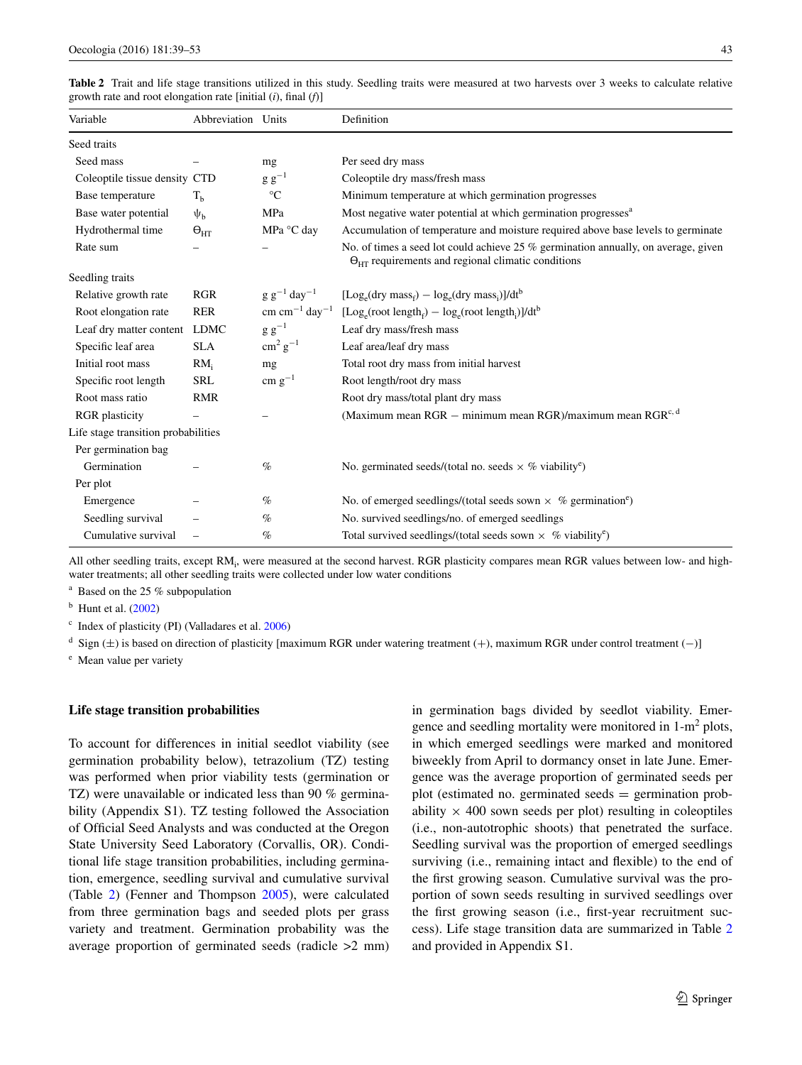**Table 2** Trait and life stage transitions utilized in this study. Seedling traits were measured at two harvests over 3 weeks to calculate relative growth rate and root elongation rate [initial (*i*), final (*f*)]

| Variable | Abbreviation | Units | Definition |
|---|---|---|---|
| Seed traits | | | |
| Seed mass | – | mg | Per seed dry mass |
| Coleoptile tissue density | CTD | $g\ g^{-1}$ | Coleoptile dry mass/fresh mass |
| Base temperature | $T_b$ | °C | Minimum temperature at which germination progresses |
| Base water potential | $\psi_b$ | MPa | Most negative water potential at which germination progresses[a] |
| Hydrothermal time | $\Theta_{HT}$ | MPa °C day | Accumulation of temperature and moisture required above base levels to germinate |
| Rate sum | – | – | No. of times a seed lot could achieve 25 % germination annually, on average, given $\Theta_{HT}$ requirements and regional climatic conditions |
| Seedling traits | | | |
| Relative growth rate | RGR | $g\ g^{-1}\ day^{-1}$ | $[\log_e(\text{dry mass}_f) - \log_e(\text{dry mass}_i)]/dt$[b] |
| Root elongation rate | RER | $cm\ cm^{-1}\ day^{-1}$ | $[\log_e(\text{root length}_f) - \log_e(\text{root length}_i)]/dt$[b] |
| Leaf dry matter content | LDMC | $g\ g^{-1}$ | Leaf dry mass/fresh mass |
| Specific leaf area | SLA | $cm^2\ g^{-1}$ | Leaf area/leaf dry mass |
| Initial root mass | $RM_i$ | mg | Total root dry mass from initial harvest |
| Specific root length | SRL | $cm\ g^{-1}$ | Root length/root dry mass |
| Root mass ratio | RMR | | Root dry mass/total plant dry mass |
| RGR plasticity | – | – | (Maximum mean RGR − minimum mean RGR)/maximum mean RGR[c, d] |
| Life stage transition probabilities | | | |
| Per germination bag | | | |
| Germination | – | % | No. germinated seeds/(total no. seeds × % viability[e]) |
| Per plot | | | |
| Emergence | – | % | No. of emerged seedlings/(total seeds sown × % germination[e]) |
| Seedling survival | – | % | No. survived seedlings/no. of emerged seedlings |
| Cumulative survival | – | % | Total survived seedlings/(total seeds sown × % viability[e]) |

All other seedling traits, except $RM_i$, were measured at the second harvest. RGR plasticity compares mean RGR values between low- and high-water treatments; all other seedling traits were collected under low water conditions

[a] Based on the 25 % subpopulation

[b] Hunt et al. (2002)

[c] Index of plasticity (PI) (Valladares et al. 2006)

[d] Sign (±) is based on direction of plasticity [maximum RGR under watering treatment (+), maximum RGR under control treatment (−)]

[e] Mean value per variety

### Life stage transition probabilities

To account for differences in initial seedlot viability (see germination probability below), tetrazolium (TZ) testing was performed when prior viability tests (germination or TZ) were unavailable or indicated less than 90 % germinability (Appendix S1). TZ testing followed the Association of Official Seed Analysts and was conducted at the Oregon State University Seed Laboratory (Corvallis, OR). Conditional life stage transition probabilities, including germination, emergence, seedling survival and cumulative survival (Table 2) (Fenner and Thompson 2005), were calculated from three germination bags and seeded plots per grass variety and treatment. Germination probability was the average proportion of germinated seeds (radicle >2 mm) in germination bags divided by seedlot viability. Emergence and seedling mortality were monitored in 1-m$^2$ plots, in which emerged seedlings were marked and monitored biweekly from April to dormancy onset in late June. Emergence was the average proportion of germinated seeds per plot (estimated no. germinated seeds = germination probability × 400 sown seeds per plot) resulting in coleoptiles (i.e., non-autotrophic shoots) that penetrated the surface. Seedling survival was the proportion of emerged seedlings surviving (i.e., remaining intact and flexible) to the end of the first growing season. Cumulative survival was the proportion of sown seeds resulting in survived seedlings over the first growing season (i.e., first-year recruitment success). Life stage transition data are summarized in Table 2 and provided in Appendix S1.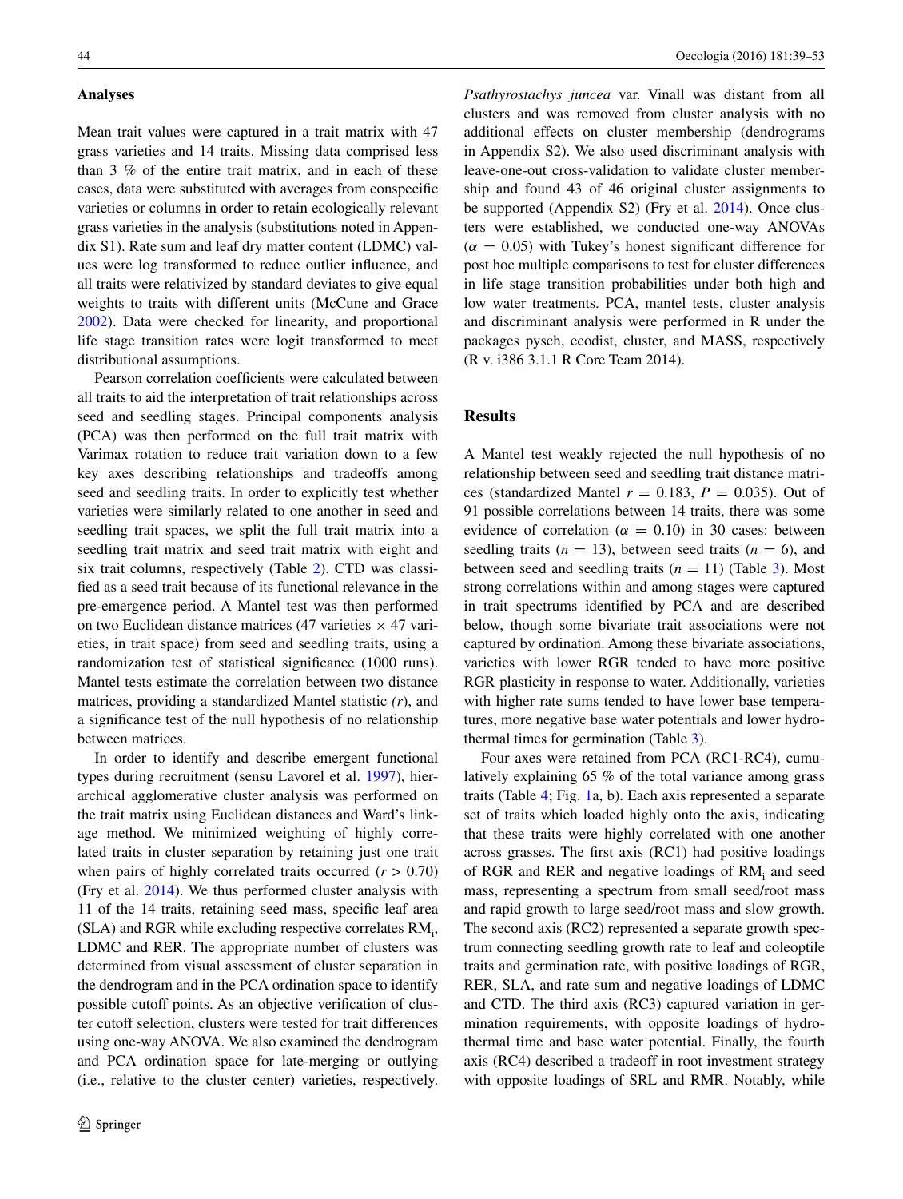### Analyses

Mean trait values were captured in a trait matrix with 47 grass varieties and 14 traits. Missing data comprised less than 3 % of the entire trait matrix, and in each of these cases, data were substituted with averages from conspecific varieties or columns in order to retain ecologically relevant grass varieties in the analysis (substitutions noted in Appendix S1). Rate sum and leaf dry matter content (LDMC) values were log transformed to reduce outlier influence, and all traits were relativized by standard deviates to give equal weights to traits with different units (McCune and Grace 2002). Data were checked for linearity, and proportional life stage transition rates were logit transformed to meet distributional assumptions.

Pearson correlation coefficients were calculated between all traits to aid the interpretation of trait relationships across seed and seedling stages. Principal components analysis (PCA) was then performed on the full trait matrix with Varimax rotation to reduce trait variation down to a few key axes describing relationships and tradeoffs among seed and seedling traits. In order to explicitly test whether varieties were similarly related to one another in seed and seedling trait spaces, we split the full trait matrix into a seedling trait matrix and seed trait matrix with eight and six trait columns, respectively (Table 2). CTD was classified as a seed trait because of its functional relevance in the pre-emergence period. A Mantel test was then performed on two Euclidean distance matrices (47 varieties × 47 varieties, in trait space) from seed and seedling traits, using a randomization test of statistical significance (1000 runs). Mantel tests estimate the correlation between two distance matrices, providing a standardized Mantel statistic *(r)*, and a significance test of the null hypothesis of no relationship between matrices.

In order to identify and describe emergent functional types during recruitment (sensu Lavorel et al. 1997), hierarchical agglomerative cluster analysis was performed on the trait matrix using Euclidean distances and Ward's linkage method. We minimized weighting of highly correlated traits in cluster separation by retaining just one trait when pairs of highly correlated traits occurred ($r > 0.70$) (Fry et al. 2014). We thus performed cluster analysis with 11 of the 14 traits, retaining seed mass, specific leaf area (SLA) and RGR while excluding respective correlates $RM_i$, LDMC and RER. The appropriate number of clusters was determined from visual assessment of cluster separation in the dendrogram and in the PCA ordination space to identify possible cutoff points. As an objective verification of cluster cutoff selection, clusters were tested for trait differences using one-way ANOVA. We also examined the dendrogram and PCA ordination space for late-merging or outlying (i.e., relative to the cluster center) varieties, respectively. *Psathyrostachys juncea* var. Vinall was distant from all clusters and was removed from cluster analysis with no additional effects on cluster membership (dendrograms in Appendix S2). We also used discriminant analysis with leave-one-out cross-validation to validate cluster membership and found 43 of 46 original cluster assignments to be supported (Appendix S2) (Fry et al. 2014). Once clusters were established, we conducted one-way ANOVAs ($\alpha = 0.05$) with Tukey's honest significant difference for post hoc multiple comparisons to test for cluster differences in life stage transition probabilities under both high and low water treatments. PCA, mantel tests, cluster analysis and discriminant analysis were performed in R under the packages pysch, ecodist, cluster, and MASS, respectively (R v. i386 3.1.1 R Core Team 2014).

## Results

A Mantel test weakly rejected the null hypothesis of no relationship between seed and seedling trait distance matrices (standardized Mantel $r = 0.183$, $P = 0.035$). Out of 91 possible correlations between 14 traits, there was some evidence of correlation ($\alpha = 0.10$) in 30 cases: between seedling traits ($n = 13$), between seed traits ($n = 6$), and between seed and seedling traits ($n = 11$) (Table 3). Most strong correlations within and among stages were captured in trait spectrums identified by PCA and are described below, though some bivariate trait associations were not captured by ordination. Among these bivariate associations, varieties with lower RGR tended to have more positive RGR plasticity in response to water. Additionally, varieties with higher rate sums tended to have lower base temperatures, more negative base water potentials and lower hydrothermal times for germination (Table 3).

Four axes were retained from PCA (RC1-RC4), cumulatively explaining 65 % of the total variance among grass traits (Table 4; Fig. 1a, b). Each axis represented a separate set of traits which loaded highly onto the axis, indicating that these traits were highly correlated with one another across grasses. The first axis (RC1) had positive loadings of RGR and RER and negative loadings of $RM_i$ and seed mass, representing a spectrum from small seed/root mass and rapid growth to large seed/root mass and slow growth. The second axis (RC2) represented a separate growth spectrum connecting seedling growth rate to leaf and coleoptile traits and germination rate, with positive loadings of RGR, RER, SLA, and rate sum and negative loadings of LDMC and CTD. The third axis (RC3) captured variation in germination requirements, with opposite loadings of hydrothermal time and base water potential. Finally, the fourth axis (RC4) described a tradeoff in root investment strategy with opposite loadings of SRL and RMR. Notably, while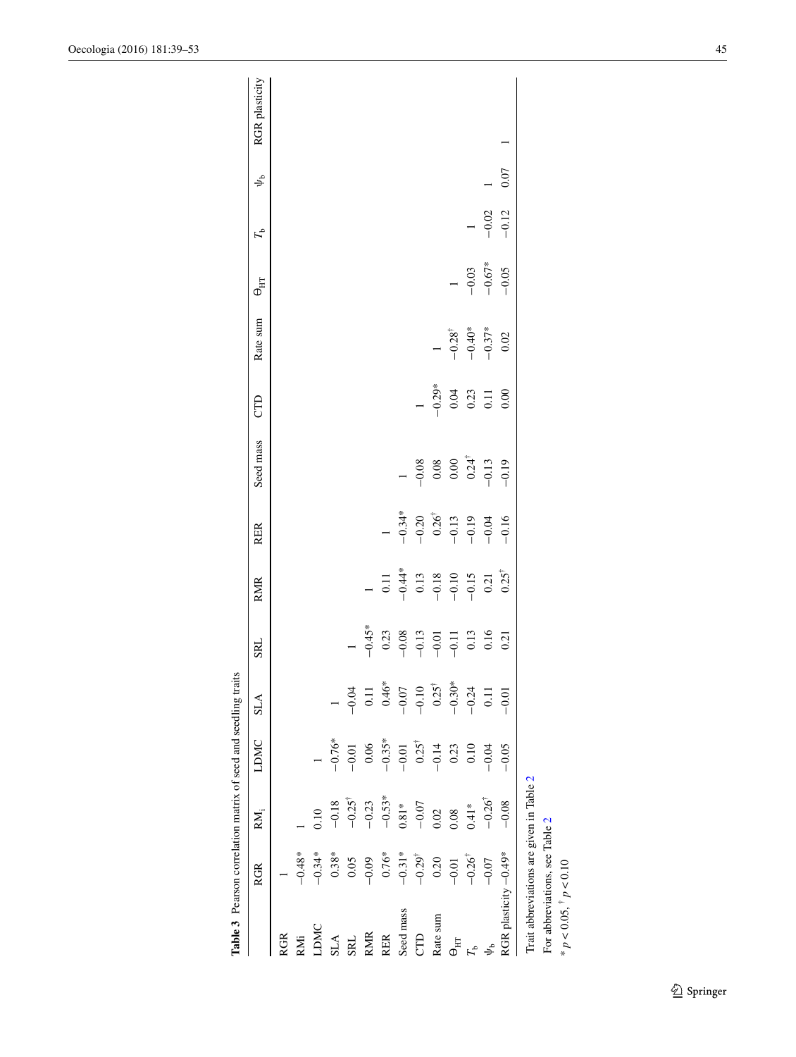**Table 3** Pearson correlation matrix of seed and seedling traits

| | RGR | $RM_i$ | LDMC | SLA | SRL | RMR | RER | Seed mass | CTD | Rate sum | $\Theta_{HT}$ | $T_b$ | $\psi_b$ | RGR plasticity |
|---|---|---|---|---|---|---|---|---|---|---|---|---|---|---|
| RGR | 1 | | | | | | | | | | | | | |
| RMi | −0.48* | 1 | | | | | | | | | | | | |
| LDMC | −0.34* | 0.10 | 1 | | | | | | | | | | | |
| SLA | 0.38* | −0.18 | −0.76* | 1 | | | | | | | | | | |
| SRL | 0.05 | $-0.25^{\dagger}$ | −0.01 | −0.04 | 1 | | | | | | | | | |
| RMR | −0.09 | −0.23 | 0.06 | 0.11 | −0.45* | 1 | | | | | | | | |
| RER | 0.76* | −0.53* | −0.35* | 0.46* | 0.23 | 0.11 | 1 | | | | | | | |
| Seed mass | −0.31* | 0.81* | −0.01 | −0.07 | −0.08 | −0.44* | −0.34* | 1 | | | | | | |
| CTD | $-0.29^{\dagger}$ | −0.07 | $0.25^{\dagger}$ | −0.10 | −0.13 | 0.13 | −0.20 | −0.08 | 1 | | | | | |
| Rate sum | 0.20 | 0.02 | −0.14 | $0.25^{\dagger}$ | −0.01 | −0.18 | $0.26^{\dagger}$ | 0.08 | −0.29* | 1 | | | | |
| $\Theta_{HT}$ | −0.01 | 0.08 | 0.23 | −0.30* | −0.11 | −0.10 | −0.13 | 0.00 | 0.04 | $-0.28^{\dagger}$ | 1 | | | |
| $T_b$ | $-0.26^{\dagger}$ | 0.41* | 0.10 | −0.24 | 0.13 | −0.15 | −0.19 | $0.24^{\dagger}$ | 0.23 | −0.40* | −0.03 | 1 | | |
| $\psi_b$ | −0.07 | $-0.26^{\dagger}$ | −0.04 | 0.11 | 0.16 | 0.21 | −0.04 | −0.13 | 0.11 | −0.37* | −0.67* | −0.02 | 1 | |
| RGR plasticity | −0.49* | −0.08 | −0.05 | −0.01 | 0.21 | $0.25^{\dagger}$ | −0.16 | −0.19 | 0.00 | 0.02 | −0.05 | −0.12 | 0.07 | 1 |

Trait abbreviations are given in Table 2

For abbreviations, see Table 2

* $p < 0.05$, $^{\dagger}$ $p < 0.10$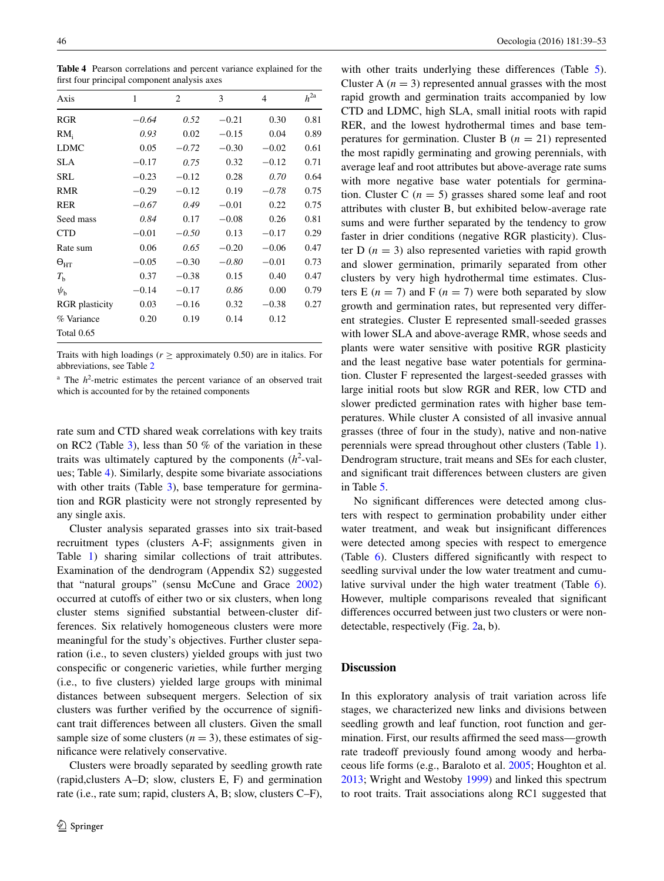**Table 4** Pearson correlations and percent variance explained for the first four principal component analysis axes

| Axis | 1 | 2 | 3 | 4 | $h^{2a}$ |
|---|---|---|---|---|---|
| RGR | *−0.64* | *0.52* | −0.21 | 0.30 | 0.81 |
| $RM_i$ | *0.93* | 0.02 | −0.15 | 0.04 | 0.89 |
| LDMC | 0.05 | *−0.72* | −0.30 | −0.02 | 0.61 |
| SLA | −0.17 | *0.75* | 0.32 | −0.12 | 0.71 |
| SRL | −0.23 | −0.12 | 0.28 | *0.70* | 0.64 |
| RMR | −0.29 | −0.12 | 0.19 | *−0.78* | 0.75 |
| RER | *−0.67* | *0.49* | −0.01 | 0.22 | 0.75 |
| Seed mass | *0.84* | 0.17 | −0.08 | 0.26 | 0.81 |
| CTD | −0.01 | *−0.50* | 0.13 | −0.17 | 0.29 |
| Rate sum | 0.06 | *0.65* | −0.20 | −0.06 | 0.47 |
| $\Theta_{HT}$ | −0.05 | −0.30 | *−0.80* | −0.01 | 0.73 |
| $T_b$ | 0.37 | −0.38 | 0.15 | 0.40 | 0.47 |
| $\psi_b$ | −0.14 | −0.17 | *0.86* | 0.00 | 0.79 |
| RGR plasticity | 0.03 | −0.16 | 0.32 | −0.38 | 0.27 |
| % Variance | 0.20 | 0.19 | 0.14 | 0.12 | |
| Total 0.65 | | | | | |

Traits with high loadings ($r \geq$ approximately 0.50) are in italics. For abbreviations, see Table 2

[a] The $h^2$-metric estimates the percent variance of an observed trait which is accounted for by the retained components

rate sum and CTD shared weak correlations with key traits on RC2 (Table 3), less than 50 % of the variation in these traits was ultimately captured by the components ($h^2$-values; Table 4). Similarly, despite some bivariate associations with other traits (Table 3), base temperature for germination and RGR plasticity were not strongly represented by any single axis.

Cluster analysis separated grasses into six trait-based recruitment types (clusters A-F; assignments given in Table 1) sharing similar collections of trait attributes. Examination of the dendrogram (Appendix S2) suggested that "natural groups" (sensu McCune and Grace 2002) occurred at cutoffs of either two or six clusters, when long cluster stems signified substantial between-cluster differences. Six relatively homogeneous clusters were more meaningful for the study's objectives. Further cluster separation (i.e., to seven clusters) yielded groups with just two conspecific or congeneric varieties, while further merging (i.e., to five clusters) yielded large groups with minimal distances between subsequent mergers. Selection of six clusters was further verified by the occurrence of significant trait differences between all clusters. Given the small sample size of some clusters ($n = 3$), these estimates of significance were relatively conservative.

Clusters were broadly separated by seedling growth rate (rapid,clusters A–D; slow, clusters E, F) and germination rate (i.e., rate sum; rapid, clusters A, B; slow, clusters C–F), with other traits underlying these differences (Table 5). Cluster A ($n = 3$) represented annual grasses with the most rapid growth and germination traits accompanied by low CTD and LDMC, high SLA, small initial roots with rapid RER, and the lowest hydrothermal times and base temperatures for germination. Cluster B ($n = 21$) represented the most rapidly germinating and growing perennials, with average leaf and root attributes but above-average rate sums with more negative base water potentials for germination. Cluster C ($n = 5$) grasses shared some leaf and root attributes with cluster B, but exhibited below-average rate sums and were further separated by the tendency to grow faster in drier conditions (negative RGR plasticity). Cluster D ($n = 3$) also represented varieties with rapid growth and slower germination, primarily separated from other clusters by very high hydrothermal time estimates. Clusters E ($n = 7$) and F ($n = 7$) were both separated by slow growth and germination rates, but represented very different strategies. Cluster E represented small-seeded grasses with lower SLA and above-average RMR, whose seeds and plants were water sensitive with positive RGR plasticity and the least negative base water potentials for germination. Cluster F represented the largest-seeded grasses with large initial roots but slow RGR and RER, low CTD and slower predicted germination rates with higher base temperatures. While cluster A consisted of all invasive annual grasses (three of four in the study), native and non-native perennials were spread throughout other clusters (Table 1). Dendrogram structure, trait means and SEs for each cluster, and significant trait differences between clusters are given in Table 5.

No significant differences were detected among clusters with respect to germination probability under either water treatment, and weak but insignificant differences were detected among species with respect to emergence (Table 6). Clusters differed significantly with respect to seedling survival under the low water treatment and cumulative survival under the high water treatment (Table 6). However, multiple comparisons revealed that significant differences occurred between just two clusters or were non-detectable, respectively (Fig. 2a, b).

## Discussion

In this exploratory analysis of trait variation across life stages, we characterized new links and divisions between seedling growth and leaf function, root function and germination. First, our results affirmed the seed mass—growth rate tradeoff previously found among woody and herbaceous life forms (e.g., Baraloto et al. 2005; Houghton et al. 2013; Wright and Westoby 1999) and linked this spectrum to root traits. Trait associations along RC1 suggested that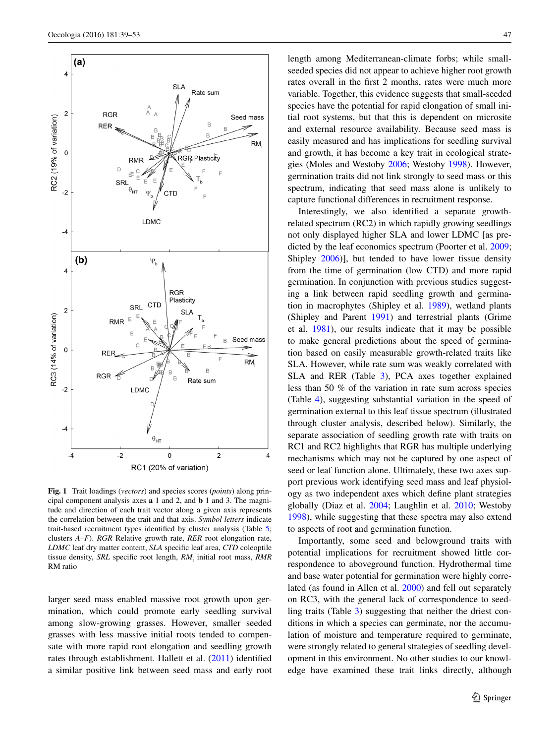Fig. 1 Trait loadings (*vectors*) and species scores (*points*) along principal component analysis axes **a** 1 and 2, and **b** 1 and 3. The magnitude and direction of each trait vector along a given axis represents the correlation between the trait and that axis. *Symbol letters* indicate trait-based recruitment types identified by cluster analysis (Table 5; clusters *A–F*). *RGR* Relative growth rate, *RER* root elongation rate, *LDMC* leaf dry matter content, *SLA* specific leaf area, *CTD* coleoptile tissue density, *SRL* specific root length, $RM_i$ initial root mass, *RMR* RM ratio

larger seed mass enabled massive root growth upon germination, which could promote early seedling survival among slow-growing grasses. However, smaller seeded grasses with less massive initial roots tended to compensate with more rapid root elongation and seedling growth rates through establishment. Hallett et al. (2011) identified a similar positive link between seed mass and early root length among Mediterranean-climate forbs; while small-seeded species did not appear to achieve higher root growth rates overall in the first 2 months, rates were much more variable. Together, this evidence suggests that small-seeded species have the potential for rapid elongation of small initial root systems, but that this is dependent on microsite and external resource availability. Because seed mass is easily measured and has implications for seedling survival and growth, it has become a key trait in ecological strategies (Moles and Westoby 2006; Westoby 1998). However, germination traits did not link strongly to seed mass or this spectrum, indicating that seed mass alone is unlikely to capture functional differences in recruitment response.

Interestingly, we also identified a separate growth-related spectrum (RC2) in which rapidly growing seedlings not only displayed higher SLA and lower LDMC [as predicted by the leaf economics spectrum (Poorter et al. 2009; Shipley 2006)], but tended to have lower tissue density from the time of germination (low CTD) and more rapid germination. In conjunction with previous studies suggesting a link between rapid seedling growth and germination in macrophytes (Shipley et al. 1989), wetland plants (Shipley and Parent 1991) and terrestrial plants (Grime et al. 1981), our results indicate that it may be possible to make general predictions about the speed of germination based on easily measurable growth-related traits like SLA. However, while rate sum was weakly correlated with SLA and RER (Table 3), PCA axes together explained less than 50 % of the variation in rate sum across species (Table 4), suggesting substantial variation in the speed of germination external to this leaf tissue spectrum (illustrated through cluster analysis, described below). Similarly, the separate association of seedling growth rate with traits on RC1 and RC2 highlights that RGR has multiple underlying mechanisms which may not be captured by one aspect of seed or leaf function alone. Ultimately, these two axes support previous work identifying seed mass and leaf physiology as two independent axes which define plant strategies globally (Diaz et al. 2004; Laughlin et al. 2010; Westoby 1998), while suggesting that these spectra may also extend to aspects of root and germination function.

Importantly, some seed and belowground traits with potential implications for recruitment showed little correspondence to aboveground function. Hydrothermal time and base water potential for germination were highly correlated (as found in Allen et al. 2000) and fell out separately on RC3, with the general lack of correspondence to seedling traits (Table 3) suggesting that neither the driest conditions in which a species can germinate, nor the accumulation of moisture and temperature required to germinate, were strongly related to general strategies of seedling development in this environment. No other studies to our knowledge have examined these trait links directly, although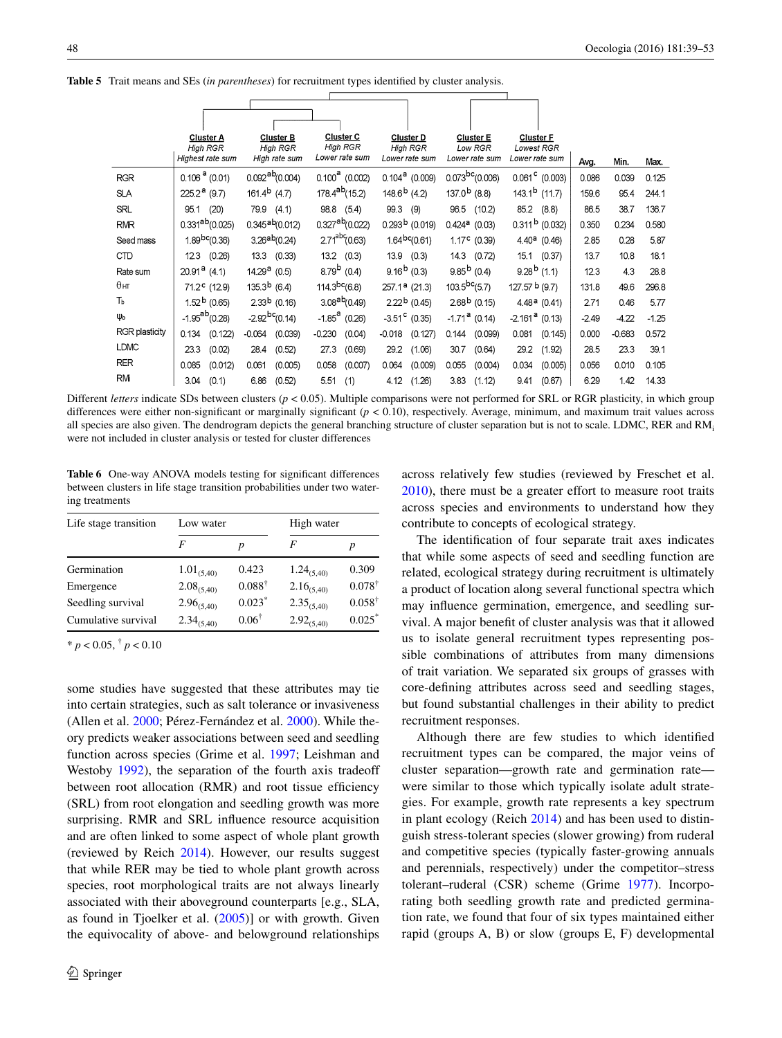**Table 5** Trait means and SEs (*in parentheses*) for recruitment types identified by cluster analysis.

| | Cluster A High RGR Highest rate sum | Cluster B High RGR High rate sum | Cluster C High RGR Lower rate sum | Cluster D High RGR Lower rate sum | Cluster E Low RGR Lower rate sum | Cluster F Lowest RGR Lower rate sum | Avg. | Min. | Max. |
|---|---|---|---|---|---|---|---|---|---|
| RGR | 0.106$^{a}$ (0.01) | 0.092$^{ab}$ (0.004) | 0.100$^{a}$ (0.002) | 0.104$^{a}$ (0.009) | 0.073$^{bc}$ (0.006) | 0.061$^{c}$ (0.003) | 0.086 | 0.039 | 0.125 |
| SLA | 225.2$^{a}$ (9.7) | 161.4$^{b}$ (4.7) | 178.4$^{ab}$ (15.2) | 148.6$^{b}$ (4.2) | 137.0$^{b}$ (8.8) | 143.1$^{b}$ (11.7) | 159.6 | 95.4 | 244.1 |
| SRL | 95.1 (20) | 79.9 (4.1) | 98.8 (5.4) | 99.3 (9) | 96.5 (10.2) | 85.2 (8.8) | 86.5 | 38.7 | 136.7 |
| RMR | 0.331$^{ab}$ (0.025) | 0.345$^{ab}$ (0.012) | 0.327$^{ab}$ (0.022) | 0.293$^{b}$ (0.019) | 0.424$^{a}$ (0.03) | 0.311$^{b}$ (0.032) | 0.350 | 0.234 | 0.580 |
| Seed mass | 1.89$^{bc}$ (0.36) | 3.26$^{ab}$ (0.24) | 2.71$^{abc}$ (0.63) | 1.64$^{bc}$ (0.61) | 1.17$^{c}$ (0.39) | 4.40$^{a}$ (0.46) | 2.85 | 0.28 | 5.87 |
| CTD | 12.3 (0.26) | 13.3 (0.33) | 13.2 (0.3) | 13.9 (0.3) | 14.3 (0.72) | 15.1 (0.37) | 13.7 | 10.8 | 18.1 |
| Rate sum | 20.91$^{a}$ (4.1) | 14.29$^{a}$ (0.5) | 8.79$^{b}$ (0.4) | 9.16$^{b}$ (0.3) | 9.85$^{b}$ (0.4) | 9.28$^{b}$ (1.1) | 12.3 | 4.3 | 28.8 |
| $\theta_{HT}$ | 71.2$^{c}$ (12.9) | 135.3$^{b}$ (6.4) | 114.3$^{bc}$ (6.8) | 257.1$^{a}$ (21.3) | 103.5$^{bc}$ (5.7) | 127.57$^{b}$ (9.7) | 131.8 | 49.6 | 296.8 |
| $T_b$ | 1.52$^{b}$ (0.65) | 2.33$^{b}$ (0.16) | 3.08$^{ab}$ (0.49) | 2.22$^{b}$ (0.45) | 2.68$^{b}$ (0.15) | 4.48$^{a}$ (0.41) | 2.71 | 0.46 | 5.77 |
| $\psi_b$ | -1.95$^{ab}$ (0.28) | -2.92$^{bc}$ (0.14) | -1.85$^{a}$ (0.26) | -3.51$^{c}$ (0.35) | -1.71$^{a}$ (0.14) | -2.161$^{a}$ (0.13) | -2.49 | -4.22 | -1.25 |
| RGR plasticity | 0.134 (0.122) | -0.064 (0.039) | -0.230 (0.04) | -0.018 (0.127) | 0.144 (0.099) | 0.081 (0.145) | 0.000 | -0.683 | 0.572 |
| LDMC | 23.3 (0.02) | 28.4 (0.52) | 27.3 (0.69) | 29.2 (1.06) | 30.7 (0.64) | 29.2 (1.92) | 28.5 | 23.3 | 39.1 |
| RER | 0.085 (0.012) | 0.061 (0.005) | 0.058 (0.007) | 0.064 (0.009) | 0.055 (0.004) | 0.034 (0.005) | 0.056 | 0.010 | 0.105 |
| $RM_i$ | 3.04 (0.1) | 6.86 (0.52) | 5.51 (1) | 4.12 (1.26) | 3.83 (1.12) | 9.41 (0.67) | 6.29 | 1.42 | 14.33 |

Different *letters* indicate SDs between clusters ($p < 0.05$). Multiple comparisons were not performed for SRL or RGR plasticity, in which group differences were either non-significant or marginally significant ($p < 0.10$), respectively. Average, minimum, and maximum trait values across all species are also given. The dendrogram depicts the general branching structure of cluster separation but is not to scale. LDMC, RER and $RM_i$ were not included in cluster analysis or tested for cluster differences

**Table 6** One-way ANOVA models testing for significant differences between clusters in life stage transition probabilities under two watering treatments

| Life stage transition | Low water | | High water | |
|---|---|---|---|---|
| | *F* | *p* | *F* | *p* |
| Germination | $1.01_{(5,40)}$ | 0.423 | $1.24_{(5,40)}$ | 0.309 |
| Emergence | $2.08_{(5,40)}$ | 0.088[†] | $2.16_{(5,40)}$ | 0.078[†] |
| Seedling survival | $2.96_{(5,40)}$ | 0.023[*] | $2.35_{(5,40)}$ | 0.058[†] |
| Cumulative survival | $2.34_{(5,40)}$ | 0.06[†] | $2.92_{(5,40)}$ | 0.025[*] |

* $p < 0.05$, † $p < 0.10$

some studies have suggested that these attributes may tie into certain strategies, such as salt tolerance or invasiveness (Allen et al. 2000; Pérez-Fernández et al. 2000). While theory predicts weaker associations between seed and seedling function across species (Grime et al. 1997; Leishman and Westoby 1992), the separation of the fourth axis tradeoff between root allocation (RMR) and root tissue efficiency (SRL) from root elongation and seedling growth was more surprising. RMR and SRL influence resource acquisition and are often linked to some aspect of whole plant growth (reviewed by Reich 2014). However, our results suggest that while RER may be tied to whole plant growth across species, root morphological traits are not always linearly associated with their aboveground counterparts [e.g., SLA, as found in Tjoelker et al. (2005)] or with growth. Given the equivocality of above- and belowground relationships across relatively few studies (reviewed by Freschet et al. 2010), there must be a greater effort to measure root traits across species and environments to understand how they contribute to concepts of ecological strategy.

The identification of four separate trait axes indicates that while some aspects of seed and seedling function are related, ecological strategy during recruitment is ultimately a product of location along several functional spectra which may influence germination, emergence, and seedling survival. A major benefit of cluster analysis was that it allowed us to isolate general recruitment types representing possible combinations of attributes from many dimensions of trait variation. We separated six groups of grasses with core-defining attributes across seed and seedling stages, but found substantial challenges in their ability to predict recruitment responses.

Although there are few studies to which identified recruitment types can be compared, the major veins of cluster separation—growth rate and germination rate—were similar to those which typically isolate adult strategies. For example, growth rate represents a key spectrum in plant ecology (Reich 2014) and has been used to distinguish stress-tolerant species (slower growing) from ruderal and competitive species (typically faster-growing annuals and perennials, respectively) under the competitor–stress tolerant–ruderal (CSR) scheme (Grime 1977). Incorporating both seedling growth rate and predicted germination rate, we found that four of six types maintained either rapid (groups A, B) or slow (groups E, F) developmental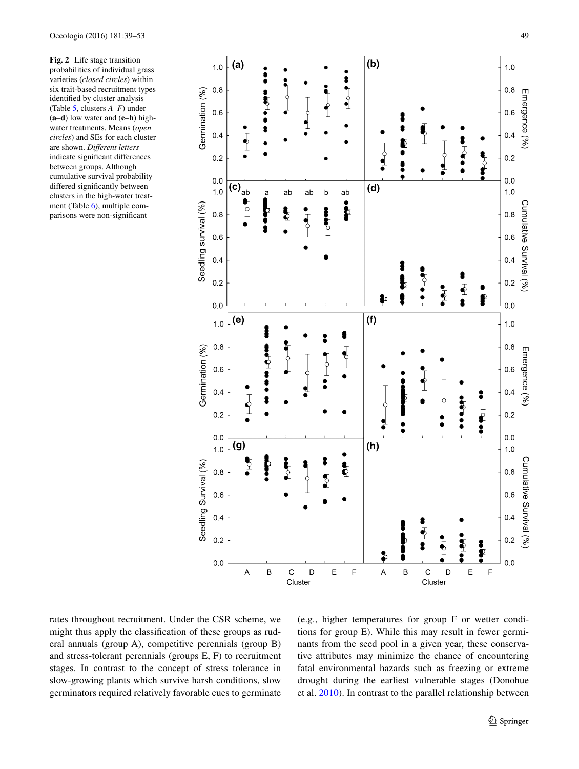**Fig. 2** Life stage transition probabilities of individual grass varieties (*closed circles*) within six trait-based recruitment types identified by cluster analysis (Table 5, clusters *A–F*) under (**a–d**) low water and (**e–h**) high-water treatments. Means (*open circles*) and SEs for each cluster are shown. *Different letters* indicate significant differences between groups. Although cumulative survival probability differed significantly between clusters in the high-water treatment (Table 6), multiple comparisons were non-significant

rates throughout recruitment. Under the CSR scheme, we might thus apply the classification of these groups as ruderal annuals (group A), competitive perennials (group B) and stress-tolerant perennials (groups E, F) to recruitment stages. In contrast to the concept of stress tolerance in slow-growing plants which survive harsh conditions, slow germinators required relatively favorable cues to germinate (e.g., higher temperatures for group F or wetter conditions for group E). While this may result in fewer germinants from the seed pool in a given year, these conservative attributes may minimize the chance of encountering fatal environmental hazards such as freezing or extreme drought during the earliest vulnerable stages (Donohue et al. 2010). In contrast to the parallel relationship between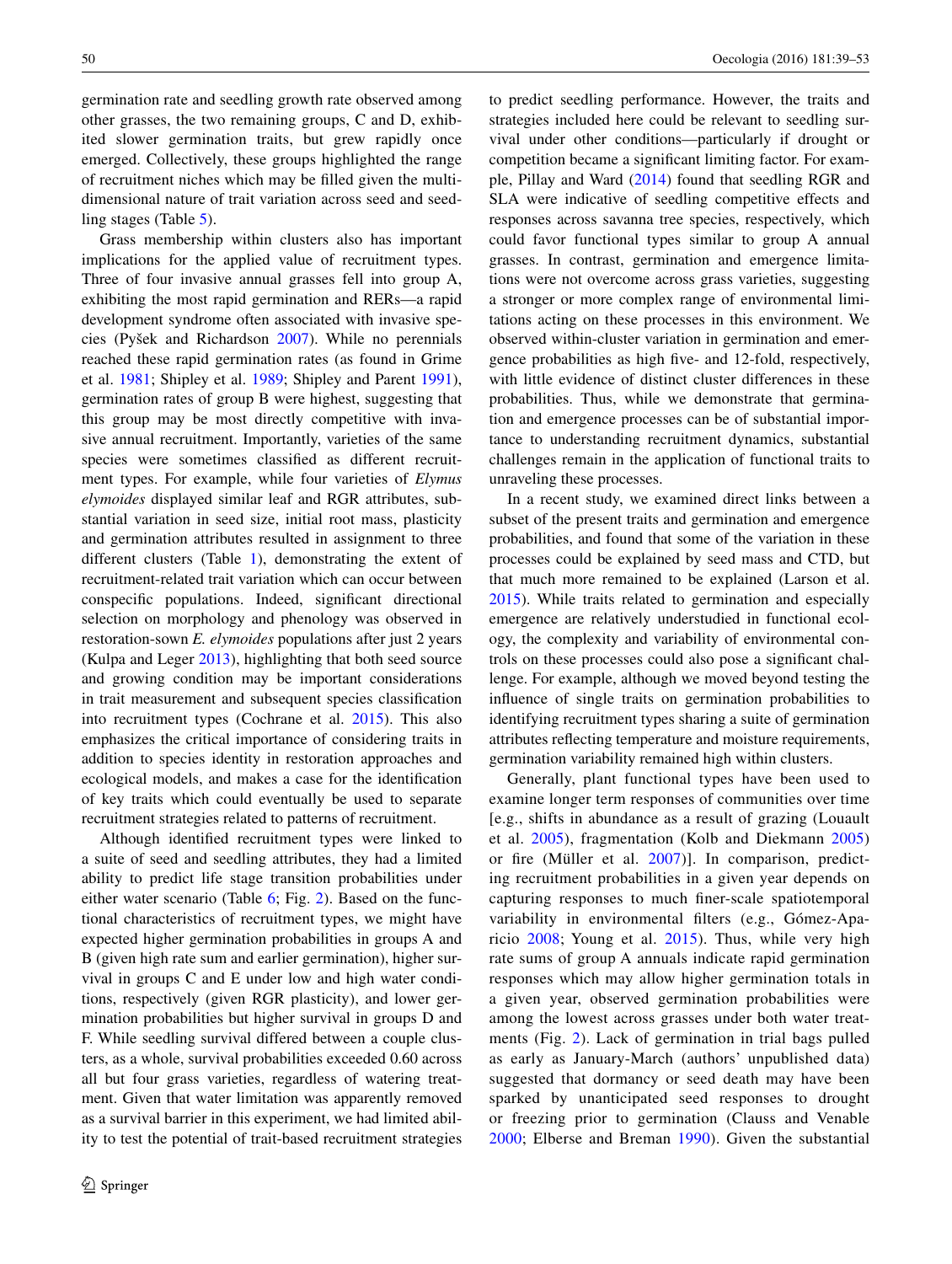germination rate and seedling growth rate observed among other grasses, the two remaining groups, C and D, exhibited slower germination traits, but grew rapidly once emerged. Collectively, these groups highlighted the range of recruitment niches which may be filled given the multi-dimensional nature of trait variation across seed and seedling stages (Table 5).

Grass membership within clusters also has important implications for the applied value of recruitment types. Three of four invasive annual grasses fell into group A, exhibiting the most rapid germination and RERs—a rapid development syndrome often associated with invasive species (Pyšek and Richardson 2007). While no perennials reached these rapid germination rates (as found in Grime et al. 1981; Shipley et al. 1989; Shipley and Parent 1991), germination rates of group B were highest, suggesting that this group may be most directly competitive with invasive annual recruitment. Importantly, varieties of the same species were sometimes classified as different recruitment types. For example, while four varieties of *Elymus elymoides* displayed similar leaf and RGR attributes, substantial variation in seed size, initial root mass, plasticity and germination attributes resulted in assignment to three different clusters (Table 1), demonstrating the extent of recruitment-related trait variation which can occur between conspecific populations. Indeed, significant directional selection on morphology and phenology was observed in restoration-sown *E. elymoides* populations after just 2 years (Kulpa and Leger 2013), highlighting that both seed source and growing condition may be important considerations in trait measurement and subsequent species classification into recruitment types (Cochrane et al. 2015). This also emphasizes the critical importance of considering traits in addition to species identity in restoration approaches and ecological models, and makes a case for the identification of key traits which could eventually be used to separate recruitment strategies related to patterns of recruitment.

Although identified recruitment types were linked to a suite of seed and seedling attributes, they had a limited ability to predict life stage transition probabilities under either water scenario (Table 6; Fig. 2). Based on the functional characteristics of recruitment types, we might have expected higher germination probabilities in groups A and B (given high rate sum and earlier germination), higher survival in groups C and E under low and high water conditions, respectively (given RGR plasticity), and lower germination probabilities but higher survival in groups D and F. While seedling survival differed between a couple clusters, as a whole, survival probabilities exceeded 0.60 across all but four grass varieties, regardless of watering treatment. Given that water limitation was apparently removed as a survival barrier in this experiment, we had limited ability to test the potential of trait-based recruitment strategies to predict seedling performance. However, the traits and strategies included here could be relevant to seedling survival under other conditions—particularly if drought or competition became a significant limiting factor. For example, Pillay and Ward (2014) found that seedling RGR and SLA were indicative of seedling competitive effects and responses across savanna tree species, respectively, which could favor functional types similar to group A annual grasses. In contrast, germination and emergence limitations were not overcome across grass varieties, suggesting a stronger or more complex range of environmental limitations acting on these processes in this environment. We observed within-cluster variation in germination and emergence probabilities as high five- and 12-fold, respectively, with little evidence of distinct cluster differences in these probabilities. Thus, while we demonstrate that germination and emergence processes can be of substantial importance to understanding recruitment dynamics, substantial challenges remain in the application of functional traits to unraveling these processes.

In a recent study, we examined direct links between a subset of the present traits and germination and emergence probabilities, and found that some of the variation in these processes could be explained by seed mass and CTD, but that much more remained to be explained (Larson et al. 2015). While traits related to germination and especially emergence are relatively understudied in functional ecology, the complexity and variability of environmental controls on these processes could also pose a significant challenge. For example, although we moved beyond testing the influence of single traits on germination probabilities to identifying recruitment types sharing a suite of germination attributes reflecting temperature and moisture requirements, germination variability remained high within clusters.

Generally, plant functional types have been used to examine longer term responses of communities over time [e.g., shifts in abundance as a result of grazing (Louault et al. 2005), fragmentation (Kolb and Diekmann 2005) or fire (Müller et al. 2007)]. In comparison, predicting recruitment probabilities in a given year depends on capturing responses to much finer-scale spatiotemporal variability in environmental filters (e.g., Gómez-Aparicio 2008; Young et al. 2015). Thus, while very high rate sums of group A annuals indicate rapid germination responses which may allow higher germination totals in a given year, observed germination probabilities were among the lowest across grasses under both water treatments (Fig. 2). Lack of germination in trial bags pulled as early as January-March (authors' unpublished data) suggested that dormancy or seed death may have been sparked by unanticipated seed responses to drought or freezing prior to germination (Clauss and Venable 2000; Elberse and Breman 1990). Given the substantial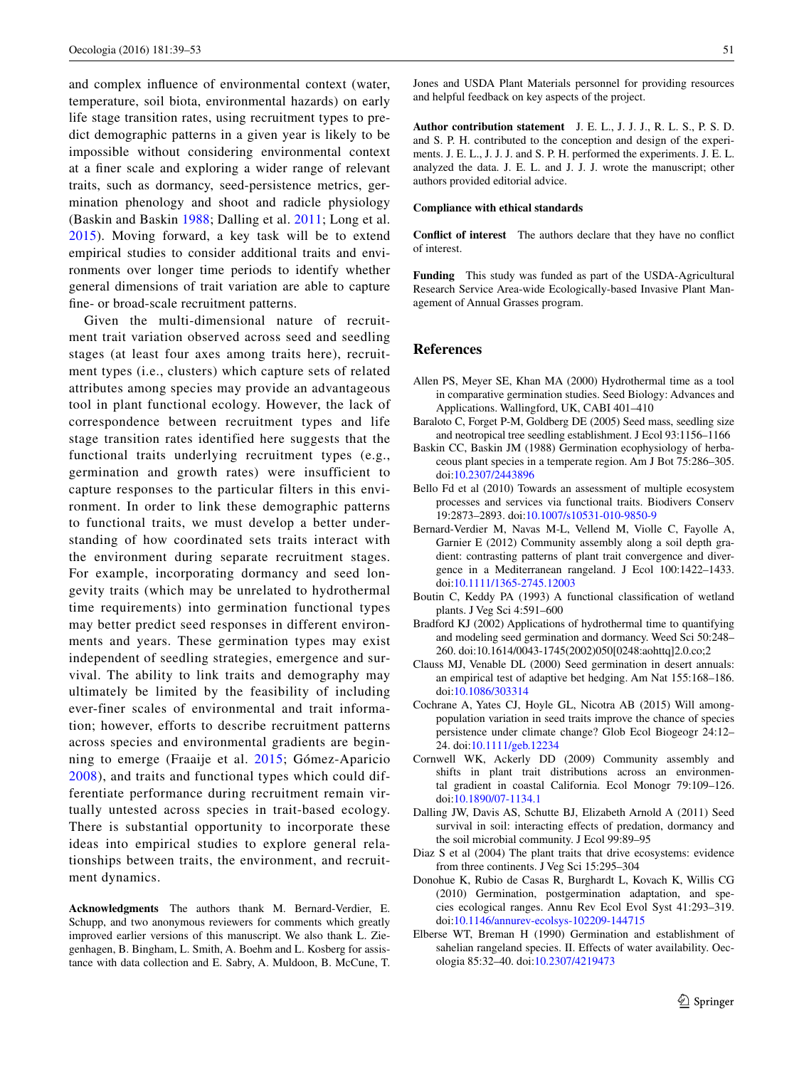and complex influence of environmental context (water, temperature, soil biota, environmental hazards) on early life stage transition rates, using recruitment types to predict demographic patterns in a given year is likely to be impossible without considering environmental context at a finer scale and exploring a wider range of relevant traits, such as dormancy, seed-persistence metrics, germination phenology and shoot and radicle physiology (Baskin and Baskin 1988; Dalling et al. 2011; Long et al. 2015). Moving forward, a key task will be to extend empirical studies to consider additional traits and environments over longer time periods to identify whether general dimensions of trait variation are able to capture fine- or broad-scale recruitment patterns.

Given the multi-dimensional nature of recruitment trait variation observed across seed and seedling stages (at least four axes among traits here), recruitment types (i.e., clusters) which capture sets of related attributes among species may provide an advantageous tool in plant functional ecology. However, the lack of correspondence between recruitment types and life stage transition rates identified here suggests that the functional traits underlying recruitment types (e.g., germination and growth rates) were insufficient to capture responses to the particular filters in this environment. In order to link these demographic patterns to functional traits, we must develop a better understanding of how coordinated sets traits interact with the environment during separate recruitment stages. For example, incorporating dormancy and seed longevity traits (which may be unrelated to hydrothermal time requirements) into germination functional types may better predict seed responses in different environments and years. These germination types may exist independent of seedling strategies, emergence and survival. The ability to link traits and demography may ultimately be limited by the feasibility of including ever-finer scales of environmental and trait information; however, efforts to describe recruitment patterns across species and environmental gradients are beginning to emerge (Fraaije et al. 2015; Gómez-Aparicio 2008), and traits and functional types which could differentiate performance during recruitment remain virtually untested across species in trait-based ecology. There is substantial opportunity to incorporate these ideas into empirical studies to explore general relationships between traits, the environment, and recruitment dynamics.

**Acknowledgments** The authors thank M. Bernard-Verdier, E. Schupp, and two anonymous reviewers for comments which greatly improved earlier versions of this manuscript. We also thank L. Ziegenhagen, B. Bingham, L. Smith, A. Boehm and L. Kosberg for assistance with data collection and E. Sabry, A. Muldoon, B. McCune, T. Jones and USDA Plant Materials personnel for providing resources and helpful feedback on key aspects of the project.

**Author contribution statement** J. E. L., J. J. J., R. L. S., P. S. D. and S. P. H. contributed to the conception and design of the experiments. J. E. L., J. J. J. and S. P. H. performed the experiments. J. E. L. analyzed the data. J. E. L. and J. J. J. wrote the manuscript; other authors provided editorial advice.

**Compliance with ethical standards**

**Conflict of interest** The authors declare that they have no conflict of interest.

**Funding** This study was funded as part of the USDA-Agricultural Research Service Area-wide Ecologically-based Invasive Plant Management of Annual Grasses program.

## References

Allen PS, Meyer SE, Khan MA (2000) Hydrothermal time as a tool in comparative germination studies. Seed Biology: Advances and Applications. Wallingford, UK, CABI 401–410

Baraloto C, Forget P-M, Goldberg DE (2005) Seed mass, seedling size and neotropical tree seedling establishment. J Ecol 93:1156–1166

Baskin CC, Baskin JM (1988) Germination ecophysiology of herbaceous plant species in a temperate region. Am J Bot 75:286–305. doi:10.2307/2443896

Bello Fd et al (2010) Towards an assessment of multiple ecosystem processes and services via functional traits. Biodivers Conserv 19:2873–2893. doi:10.1007/s10531-010-9850-9

Bernard-Verdier M, Navas M-L, Vellend M, Violle C, Fayolle A, Garnier E (2012) Community assembly along a soil depth gradient: contrasting patterns of plant trait convergence and divergence in a Mediterranean rangeland. J Ecol 100:1422–1433. doi:10.1111/1365-2745.12003

Boutin C, Keddy PA (1993) A functional classification of wetland plants. J Veg Sci 4:591–600

Bradford KJ (2002) Applications of hydrothermal time to quantifying and modeling seed germination and dormancy. Weed Sci 50:248–260. doi:10.1614/0043-1745(2002)050[0248:aohttq]2.0.co;2

Clauss MJ, Venable DL (2000) Seed germination in desert annuals: an empirical test of adaptive bet hedging. Am Nat 155:168–186. doi:10.1086/303314

Cochrane A, Yates CJ, Hoyle GL, Nicotra AB (2015) Will among-population variation in seed traits improve the chance of species persistence under climate change? Glob Ecol Biogeogr 24:12–24. doi:10.1111/geb.12234

Cornwell WK, Ackerly DD (2009) Community assembly and shifts in plant trait distributions across an environmental gradient in coastal California. Ecol Monogr 79:109–126. doi:10.1890/07-1134.1

Dalling JW, Davis AS, Schutte BJ, Elizabeth Arnold A (2011) Seed survival in soil: interacting effects of predation, dormancy and the soil microbial community. J Ecol 99:89–95

Diaz S et al (2004) The plant traits that drive ecosystems: evidence from three continents. J Veg Sci 15:295–304

Donohue K, Rubio de Casas R, Burghardt L, Kovach K, Willis CG (2010) Germination, postgermination adaptation, and species ecological ranges. Annu Rev Ecol Evol Syst 41:293–319. doi:10.1146/annurev-ecolsys-102209-144715

Elberse WT, Breman H (1990) Germination and establishment of sahelian rangeland species. II. Effects of water availability. Oecologia 85:32–40. doi:10.2307/4219473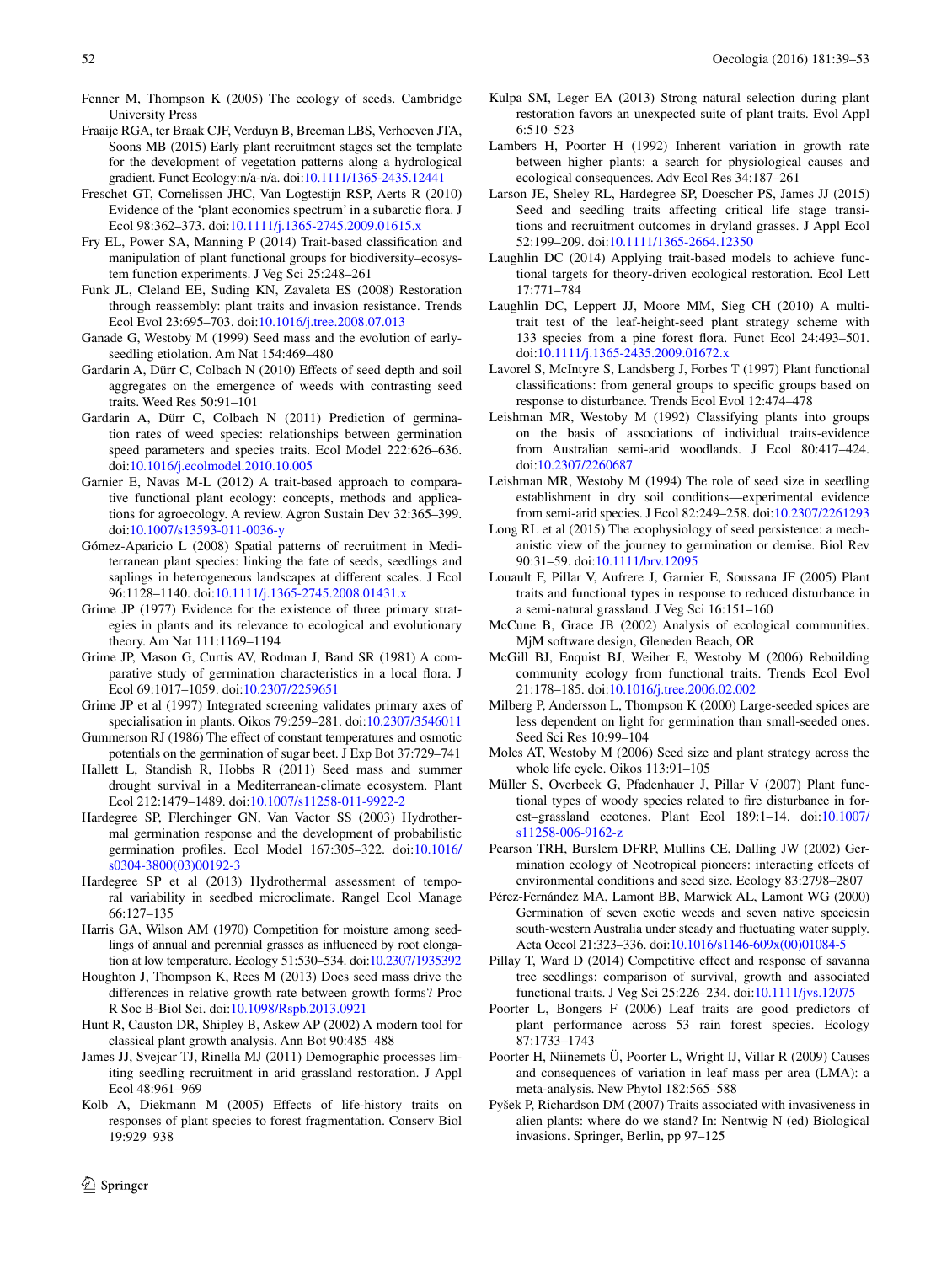Fenner M, Thompson K (2005) The ecology of seeds. Cambridge University Press

Fraaije RGA, ter Braak CJF, Verduyn B, Breeman LBS, Verhoeven JTA, Soons MB (2015) Early plant recruitment stages set the template for the development of vegetation patterns along a hydrological gradient. Funct Ecology:n/a-n/a. doi:10.1111/1365-2435.12441

Freschet GT, Cornelissen JHC, Van Logtestijn RSP, Aerts R (2010) Evidence of the 'plant economics spectrum' in a subarctic flora. J Ecol 98:362–373. doi:10.1111/j.1365-2745.2009.01615.x

Fry EL, Power SA, Manning P (2014) Trait-based classification and manipulation of plant functional groups for biodiversity–ecosystem function experiments. J Veg Sci 25:248–261

Funk JL, Cleland EE, Suding KN, Zavaleta ES (2008) Restoration through reassembly: plant traits and invasion resistance. Trends Ecol Evol 23:695–703. doi:10.1016/j.tree.2008.07.013

Ganade G, Westoby M (1999) Seed mass and the evolution of early-seedling etiolation. Am Nat 154:469–480

Gardarin A, Dürr C, Colbach N (2010) Effects of seed depth and soil aggregates on the emergence of weeds with contrasting seed traits. Weed Res 50:91–101

Gardarin A, Dürr C, Colbach N (2011) Prediction of germination rates of weed species: relationships between germination speed parameters and species traits. Ecol Model 222:626–636. doi:10.1016/j.ecolmodel.2010.10.005

Garnier E, Navas M-L (2012) A trait-based approach to comparative functional plant ecology: concepts, methods and applications for agroecology. A review. Agron Sustain Dev 32:365–399. doi:10.1007/s13593-011-0036-y

Gómez-Aparicio L (2008) Spatial patterns of recruitment in Mediterranean plant species: linking the fate of seeds, seedlings and saplings in heterogeneous landscapes at different scales. J Ecol 96:1128–1140. doi:10.1111/j.1365-2745.2008.01431.x

Grime JP (1977) Evidence for the existence of three primary strategies in plants and its relevance to ecological and evolutionary theory. Am Nat 111:1169–1194

Grime JP, Mason G, Curtis AV, Rodman J, Band SR (1981) A comparative study of germination characteristics in a local flora. J Ecol 69:1017–1059. doi:10.2307/2259651

Grime JP et al (1997) Integrated screening validates primary axes of specialisation in plants. Oikos 79:259–281. doi:10.2307/3546011

Gummerson RJ (1986) The effect of constant temperatures and osmotic potentials on the germination of sugar beet. J Exp Bot 37:729–741

Hallett L, Standish R, Hobbs R (2011) Seed mass and summer drought survival in a Mediterranean-climate ecosystem. Plant Ecol 212:1479–1489. doi:10.1007/s11258-011-9922-2

Hardegree SP, Flerchinger GN, Van Vactor SS (2003) Hydrothermal germination response and the development of probabilistic germination profiles. Ecol Model 167:305–322. doi:10.1016/s0304-3800(03)00192-3

Hardegree SP et al (2013) Hydrothermal assessment of temporal variability in seedbed microclimate. Rangel Ecol Manage 66:127–135

Harris GA, Wilson AM (1970) Competition for moisture among seedlings of annual and perennial grasses as influenced by root elongation at low temperature. Ecology 51:530–534. doi:10.2307/1935392

Houghton J, Thompson K, Rees M (2013) Does seed mass drive the differences in relative growth rate between growth forms? Proc R Soc B-Biol Sci. doi:10.1098/Rspb.2013.0921

Hunt R, Causton DR, Shipley B, Askew AP (2002) A modern tool for classical plant growth analysis. Ann Bot 90:485–488

James JJ, Svejcar TJ, Rinella MJ (2011) Demographic processes limiting seedling recruitment in arid grassland restoration. J Appl Ecol 48:961–969

Kolb A, Diekmann M (2005) Effects of life-history traits on responses of plant species to forest fragmentation. Conserv Biol 19:929–938

Kulpa SM, Leger EA (2013) Strong natural selection during plant restoration favors an unexpected suite of plant traits. Evol Appl 6:510–523

Lambers H, Poorter H (1992) Inherent variation in growth rate between higher plants: a search for physiological causes and ecological consequences. Adv Ecol Res 34:187–261

Larson JE, Sheley RL, Hardegree SP, Doescher PS, James JJ (2015) Seed and seedling traits affecting critical life stage transitions and recruitment outcomes in dryland grasses. J Appl Ecol 52:199–209. doi:10.1111/1365-2664.12350

Laughlin DC (2014) Applying trait-based models to achieve functional targets for theory-driven ecological restoration. Ecol Lett 17:771–784

Laughlin DC, Leppert JJ, Moore MM, Sieg CH (2010) A multi-trait test of the leaf-height-seed plant strategy scheme with 133 species from a pine forest flora. Funct Ecol 24:493–501. doi:10.1111/j.1365-2435.2009.01672.x

Lavorel S, McIntyre S, Landsberg J, Forbes T (1997) Plant functional classifications: from general groups to specific groups based on response to disturbance. Trends Ecol Evol 12:474–478

Leishman MR, Westoby M (1992) Classifying plants into groups on the basis of associations of individual traits-evidence from Australian semi-arid woodlands. J Ecol 80:417–424. doi:10.2307/2260687

Leishman MR, Westoby M (1994) The role of seed size in seedling establishment in dry soil conditions—experimental evidence from semi-arid species. J Ecol 82:249–258. doi:10.2307/2261293

Long RL et al (2015) The ecophysiology of seed persistence: a mechanistic view of the journey to germination or demise. Biol Rev 90:31–59. doi:10.1111/brv.12095

Louault F, Pillar V, Aufrere J, Garnier E, Soussana JF (2005) Plant traits and functional types in response to reduced disturbance in a semi-natural grassland. J Veg Sci 16:151–160

McCune B, Grace JB (2002) Analysis of ecological communities. MjM software design, Gleneden Beach, OR

McGill BJ, Enquist BJ, Weiher E, Westoby M (2006) Rebuilding community ecology from functional traits. Trends Ecol Evol 21:178–185. doi:10.1016/j.tree.2006.02.002

Milberg P, Andersson L, Thompson K (2000) Large-seeded spices are less dependent on light for germination than small-seeded ones. Seed Sci Res 10:99–104

Moles AT, Westoby M (2006) Seed size and plant strategy across the whole life cycle. Oikos 113:91–105

Müller S, Overbeck G, Pfadenhauer J, Pillar V (2007) Plant functional types of woody species related to fire disturbance in forest–grassland ecotones. Plant Ecol 189:1–14. doi:10.1007/s11258-006-9162-z

Pearson TRH, Burslem DFRP, Mullins CE, Dalling JW (2002) Germination ecology of Neotropical pioneers: interacting effects of environmental conditions and seed size. Ecology 83:2798–2807

Pérez-Fernández MA, Lamont BB, Marwick AL, Lamont WG (2000) Germination of seven exotic weeds and seven native speciesin south-western Australia under steady and fluctuating water supply. Acta Oecol 21:323–336. doi:10.1016/s1146-609x(00)01084-5

Pillay T, Ward D (2014) Competitive effect and response of savanna tree seedlings: comparison of survival, growth and associated functional traits. J Veg Sci 25:226–234. doi:10.1111/jvs.12075

Poorter L, Bongers F (2006) Leaf traits are good predictors of plant performance across 53 rain forest species. Ecology 87:1733–1743

Poorter H, Niinemets Ü, Poorter L, Wright IJ, Villar R (2009) Causes and consequences of variation in leaf mass per area (LMA): a meta-analysis. New Phytol 182:565–588

Pyšek P, Richardson DM (2007) Traits associated with invasiveness in alien plants: where do we stand? In: Nentwig N (ed) Biological invasions. Springer, Berlin, pp 97–125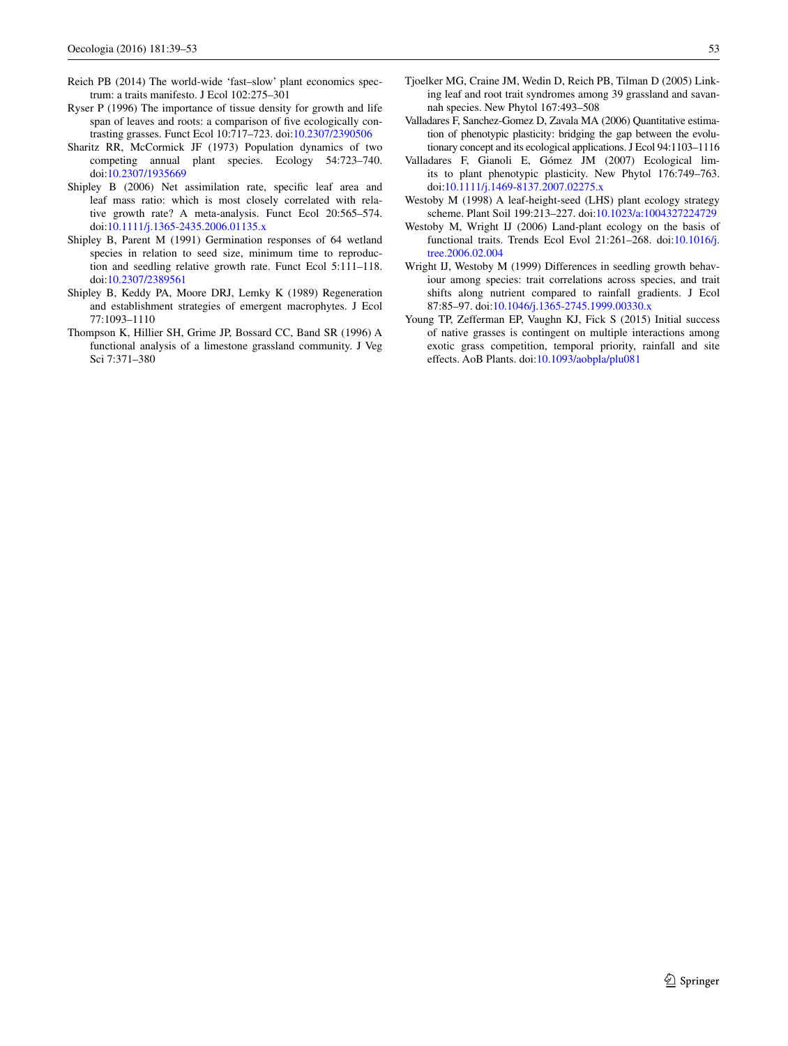Reich PB (2014) The world-wide 'fast–slow' plant economics spectrum: a traits manifesto. J Ecol 102:275–301

Ryser P (1996) The importance of tissue density for growth and life span of leaves and roots: a comparison of five ecologically contrasting grasses. Funct Ecol 10:717–723. doi:10.2307/2390506

Sharitz RR, McCormick JF (1973) Population dynamics of two competing annual plant species. Ecology 54:723–740. doi:10.2307/1935669

Shipley B (2006) Net assimilation rate, specific leaf area and leaf mass ratio: which is most closely correlated with relative growth rate? A meta-analysis. Funct Ecol 20:565–574. doi:10.1111/j.1365-2435.2006.01135.x

Shipley B, Parent M (1991) Germination responses of 64 wetland species in relation to seed size, minimum time to reproduction and seedling relative growth rate. Funct Ecol 5:111–118. doi:10.2307/2389561

Shipley B, Keddy PA, Moore DRJ, Lemky K (1989) Regeneration and establishment strategies of emergent macrophytes. J Ecol 77:1093–1110

Thompson K, Hillier SH, Grime JP, Bossard CC, Band SR (1996) A functional analysis of a limestone grassland community. J Veg Sci 7:371–380

Tjoelker MG, Craine JM, Wedin D, Reich PB, Tilman D (2005) Linking leaf and root trait syndromes among 39 grassland and savannah species. New Phytol 167:493–508

Valladares F, Sanchez-Gomez D, Zavala MA (2006) Quantitative estimation of phenotypic plasticity: bridging the gap between the evolutionary concept and its ecological applications. J Ecol 94:1103–1116

Valladares F, Gianoli E, Gómez JM (2007) Ecological limits to plant phenotypic plasticity. New Phytol 176:749–763. doi:10.1111/j.1469-8137.2007.02275.x

Westoby M (1998) A leaf-height-seed (LHS) plant ecology strategy scheme. Plant Soil 199:213–227. doi:10.1023/a:1004327224729

Westoby M, Wright IJ (2006) Land-plant ecology on the basis of functional traits. Trends Ecol Evol 21:261–268. doi:10.1016/j.tree.2006.02.004

Wright IJ, Westoby M (1999) Differences in seedling growth behaviour among species: trait correlations across species, and trait shifts along nutrient compared to rainfall gradients. J Ecol 87:85–97. doi:10.1046/j.1365-2745.1999.00330.x

Young TP, Zefferman EP, Vaughn KJ, Fick S (2015) Initial success of native grasses is contingent on multiple interactions among exotic grass competition, temporal priority, rainfall and site effects. AoB Plants. doi:10.1093/aobpla/plu081